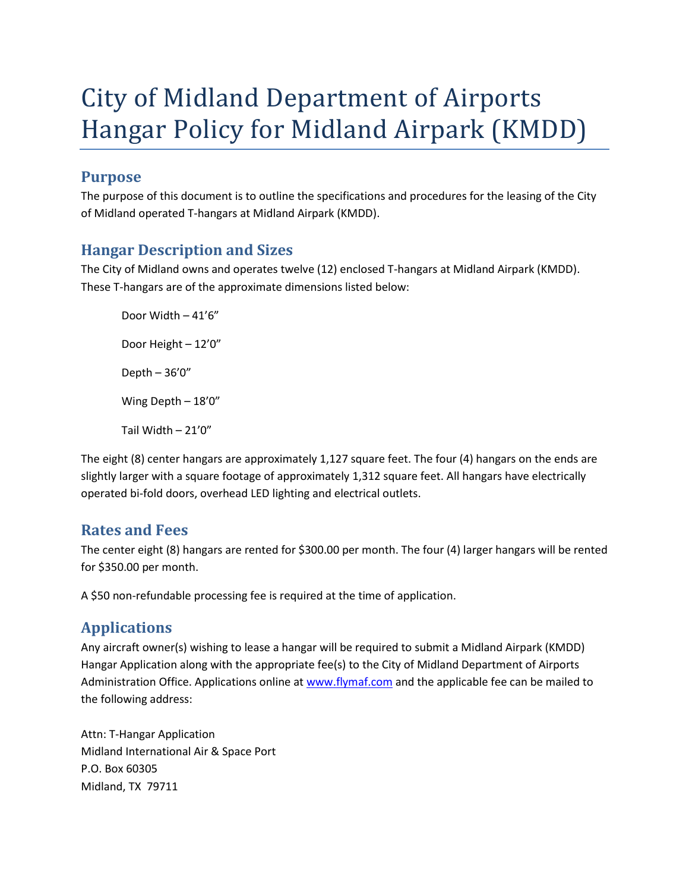# City of Midland Department of Airports Hangar Policy for Midland Airpark (KMDD)

## Purpose

The purpose of this document is to outline the specifications and procedures for the leasing of the City of Midland operated T-hangars at Midland Airpark (KMDD).

## Hangar Description and Sizes

The City of Midland owns and operates twelve (12) enclosed T-hangars at Midland Airpark (KMDD). These T-hangars are of the approximate dimensions listed below:

Door Width – 41'6"

Door Height – 12'0"

Depth – 36'0"

Wing Depth – 18'0"

Tail Width – 21'0"

The eight (8) center hangars are approximately 1,127 square feet. The four (4) hangars on the ends are slightly larger with a square footage of approximately 1,312 square feet. All hangars have electrically operated bi-fold doors, overhead LED lighting and electrical outlets.

## Rates and Fees

The center eight (8) hangars are rented for $300.00 per month. The four (4) larger hangars will be rented for $350.00 per month.

A $50 non-refundable processing fee is required at the time of application.

## Applications

Any aircraft owner(s) wishing to lease a hangar will be required to submit a Midland Airpark (KMDD) Hangar Application along with the appropriate fee(s) to the City of Midland Department of Airports Administration Office. Applications online at www.flymaf.com and the applicable fee can be mailed to the following address:

Attn: T-Hangar Application
Midland International Air & Space Port
P.O. Box 60305
Midland, TX 79711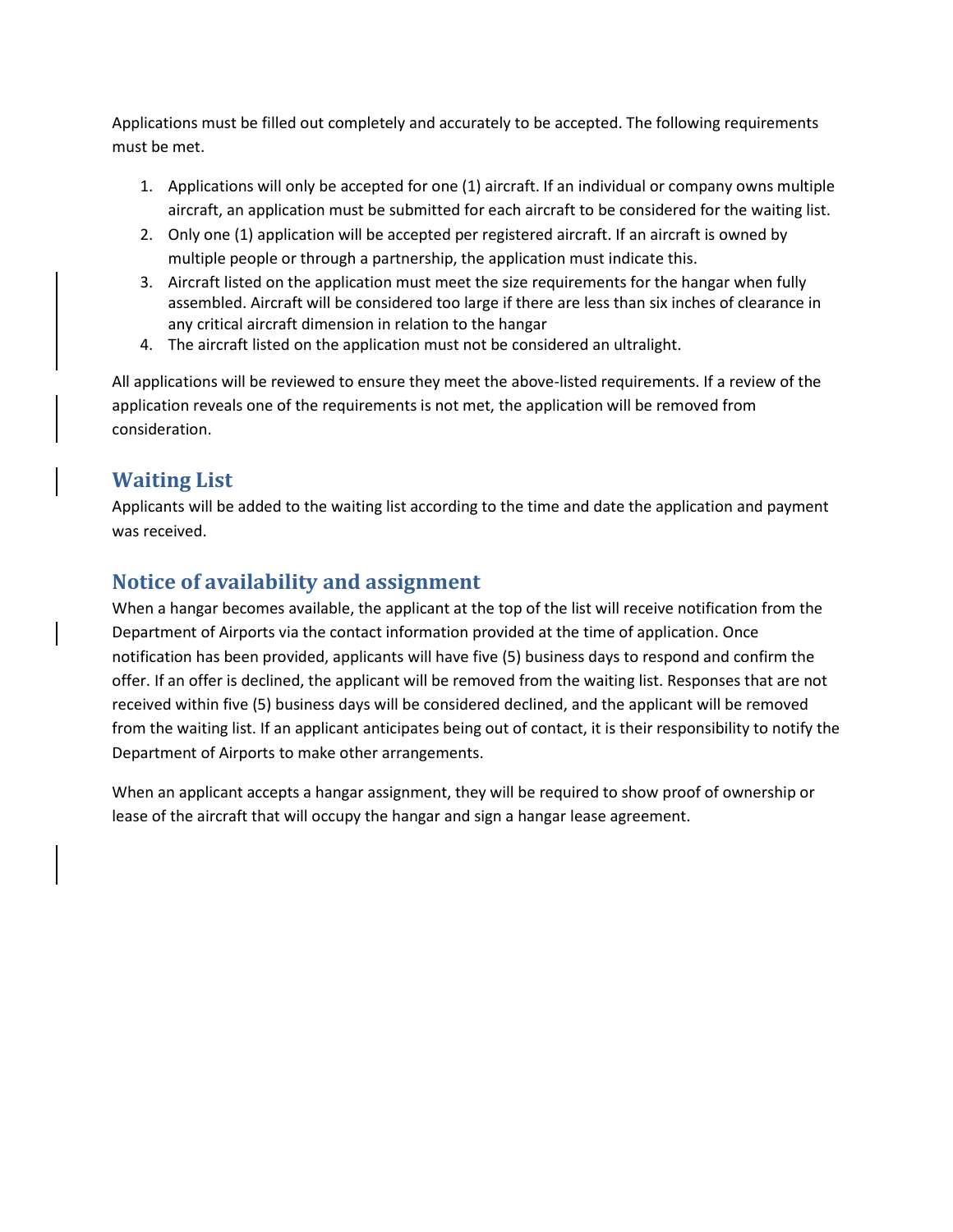Applications must be filled out completely and accurately to be accepted. The following requirements must be met.

1. Applications will only be accepted for one (1) aircraft. If an individual or company owns multiple aircraft, an application must be submitted for each aircraft to be considered for the waiting list.
2. Only one (1) application will be accepted per registered aircraft. If an aircraft is owned by multiple people or through a partnership, the application must indicate this.
3. Aircraft listed on the application must meet the size requirements for the hangar when fully assembled. Aircraft will be considered too large if there are less than six inches of clearance in any critical aircraft dimension in relation to the hangar
4. The aircraft listed on the application must not be considered an ultralight.

All applications will be reviewed to ensure they meet the above-listed requirements. If a review of the application reveals one of the requirements is not met, the application will be removed from consideration.

## Waiting List

Applicants will be added to the waiting list according to the time and date the application and payment was received.

## Notice of availability and assignment

When a hangar becomes available, the applicant at the top of the list will receive notification from the Department of Airports via the contact information provided at the time of application. Once notification has been provided, applicants will have five (5) business days to respond and confirm the offer. If an offer is declined, the applicant will be removed from the waiting list. Responses that are not received within five (5) business days will be considered declined, and the applicant will be removed from the waiting list. If an applicant anticipates being out of contact, it is their responsibility to notify the Department of Airports to make other arrangements.

When an applicant accepts a hangar assignment, they will be required to show proof of ownership or lease of the aircraft that will occupy the hangar and sign a hangar lease agreement.